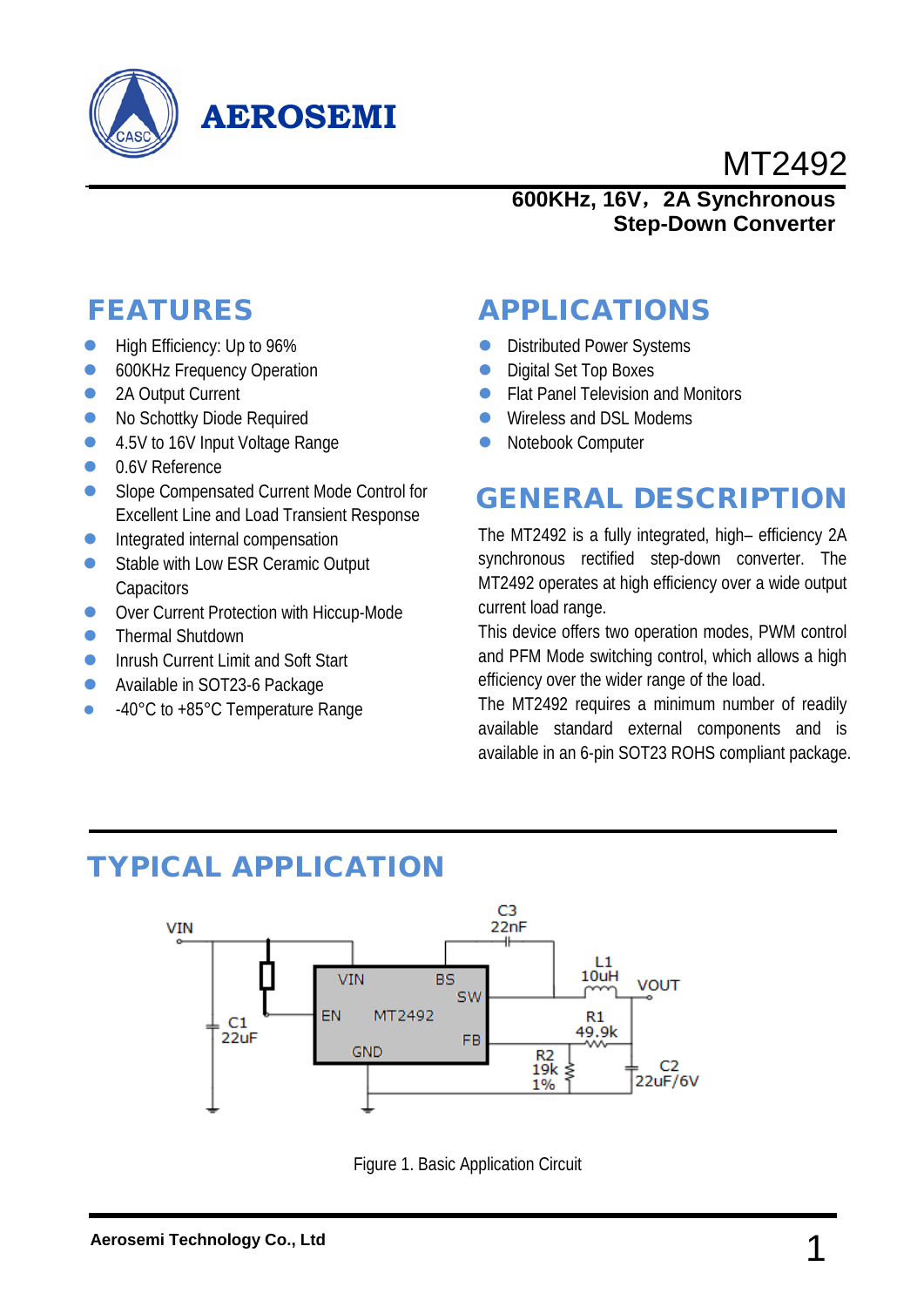# MT2492

**600KHz, 16V，2A Synchronous Step-Down Converter**

## FEATURES

- High Efficiency: Up to 96%
- 600KHz Frequency Operation
- 2A Output Current
- No Schottky Diode Required
- 4.5V to 16V Input Voltage Range
- 0.6V Reference
- Slope Compensated Current Mode Control for Excellent Line and Load Transient Response
- Integrated internal compensation
- Stable with Low ESR Ceramic Output Capacitors
- Over Current Protection with Hiccup-Mode
- Thermal Shutdown
- Inrush Current Limit and Soft Start
- Available in SOT23-6 Package
- -40°C to +85°C Temperature Range

## APPLICATIONS

- Distributed Power Systems
- Digital Set Top Boxes
- Flat Panel Television and Monitors
- Wireless and DSL Modems
- Notebook Computer

## GENERAL DESCRIPTION

The MT2492 is a fully integrated, high– efficiency 2A synchronous rectified step-down converter. The MT2492 operates at high efficiency over a wide output current load range.

This device offers two operation modes, PWM control and PFM Mode switching control, which allows a high efficiency over the wider range of the load.

The MT2492 requires a minimum number of readily available standard external components and is available in an 6-pin SOT23 ROHS compliant package.

## TYPICAL APPLICATION

Figure 1. Basic Application Circuit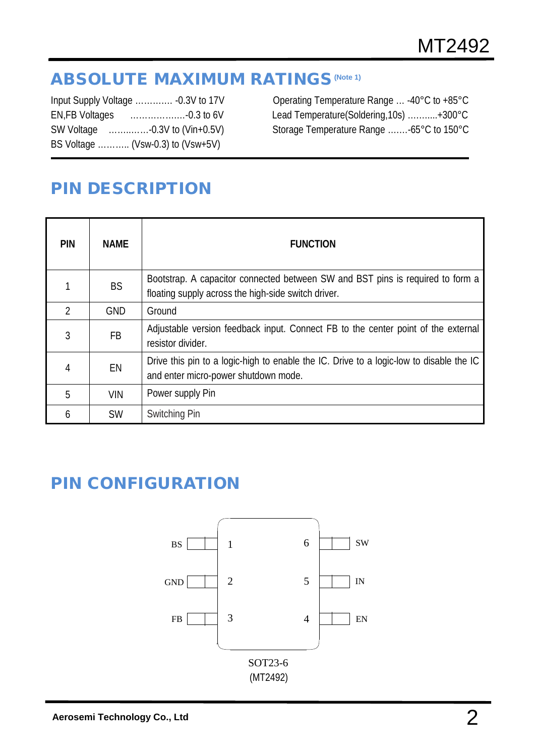## ABSOLUTE MAXIMUM RATINGS (Note 1)

Input Supply Voltage ............. -0.3V to 17V
EN,FB Voltages ...................-0.3 to 6V
SW Voltage ..............-0.3V to (Vin+0.5V)
BS Voltage ........... (Vsw-0.3) to (Vsw+5V)

Operating Temperature Range ... -40°C to +85°C
Lead Temperature(Soldering,10s) ...........+300°C
Storage Temperature Range .......-65°C to 150°C

## PIN DESCRIPTION

| PIN | NAME | FUNCTION |
|---|---|---|
| 1 | BS | Bootstrap. A capacitor connected between SW and BST pins is required to form a floating supply across the high-side switch driver. |
| 2 | GND | Ground |
| 3 | FB | Adjustable version feedback input. Connect FB to the center point of the external resistor divider. |
| 4 | EN | Drive this pin to a logic-high to enable the IC. Drive to a logic-low to disable the IC and enter micro-power shutdown mode. |
| 5 | VIN | Power supply Pin |
| 6 | SW | Switching Pin |

## PIN CONFIGURATION

| Left pin | | | Right pin |
|---|---|---|---|
| BS | 1 | 6 | SW |
| GND | 2 | 5 | IN |
| FB | 3 | 4 | EN |

SOT23-6
(MT2492)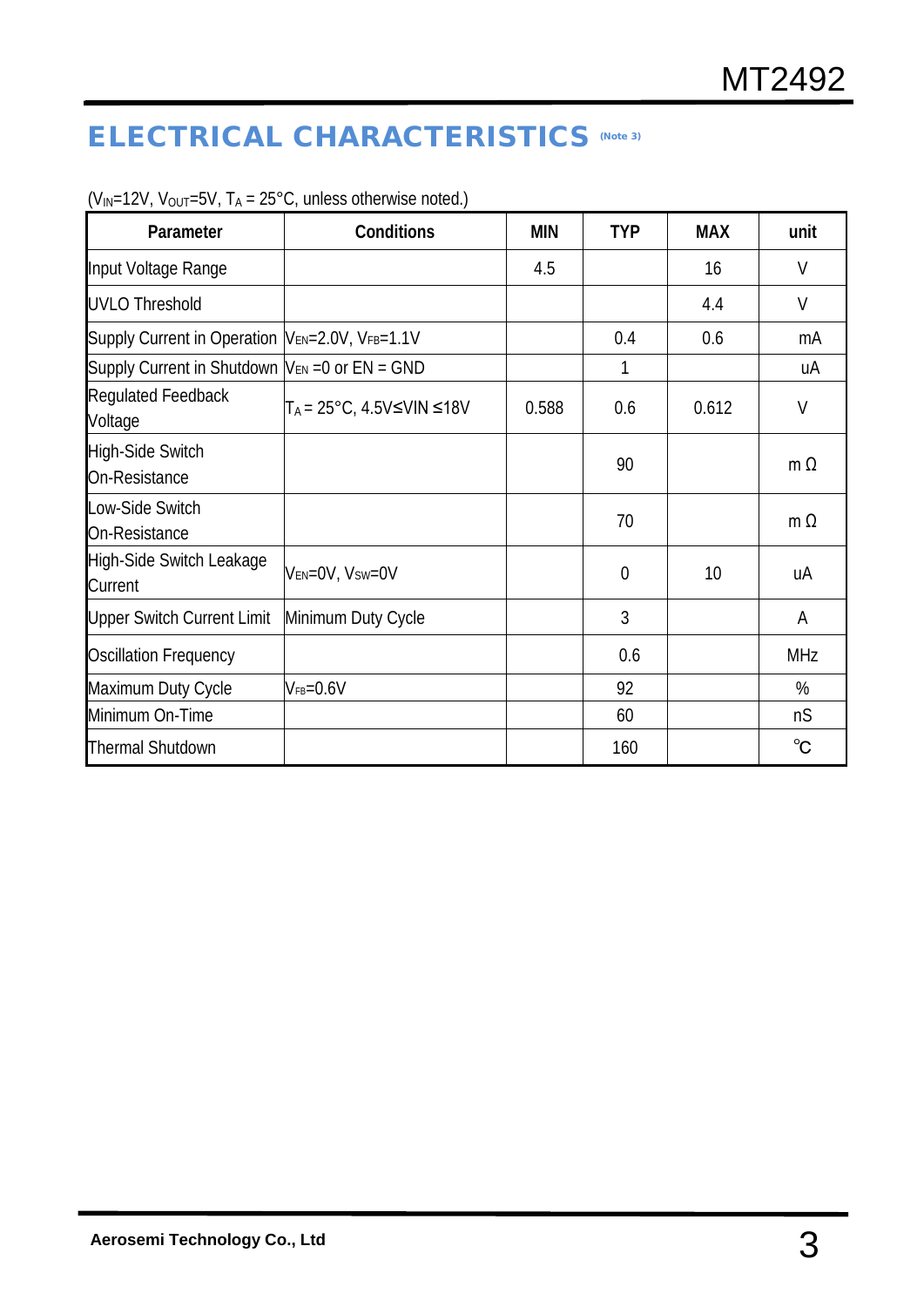## ELECTRICAL CHARACTERISTICS (Note 3)

($V_{IN}$=12V, $V_{OUT}$=5V, $T_A$ = 25°C, unless otherwise noted.)

| Parameter | Conditions | MIN | TYP | MAX | unit |
|---|---|---|---|---|---|
| Input Voltage Range | | 4.5 | | 16 | V |
| UVLO Threshold | | | | 4.4 | V |
| Supply Current in Operation | $V_{EN}$=2.0V, $V_{FB}$=1.1V | | 0.4 | 0.6 | mA |
| Supply Current in Shutdown | $V_{EN}$ =0 or EN = GND | | 1 | | uA |
| Regulated Feedback Voltage | $T_A$ = 25°C, 4.5V≤VIN ≤18V | 0.588 | 0.6 | 0.612 | V |
| High-Side Switch On-Resistance | | | 90 | | m Ω |
| Low-Side Switch On-Resistance | | | 70 | | m Ω |
| High-Side Switch Leakage Current | $V_{EN}$=0V, $V_{SW}$=0V | | 0 | 10 | uA |
| Upper Switch Current Limit | Minimum Duty Cycle | | 3 | | A |
| Oscillation Frequency | | | 0.6 | | MHz |
| Maximum Duty Cycle | $V_{FB}$=0.6V | | 92 | | % |
| Minimum On-Time | | | 60 | | nS |
| Thermal Shutdown | | | 160 | | ℃ |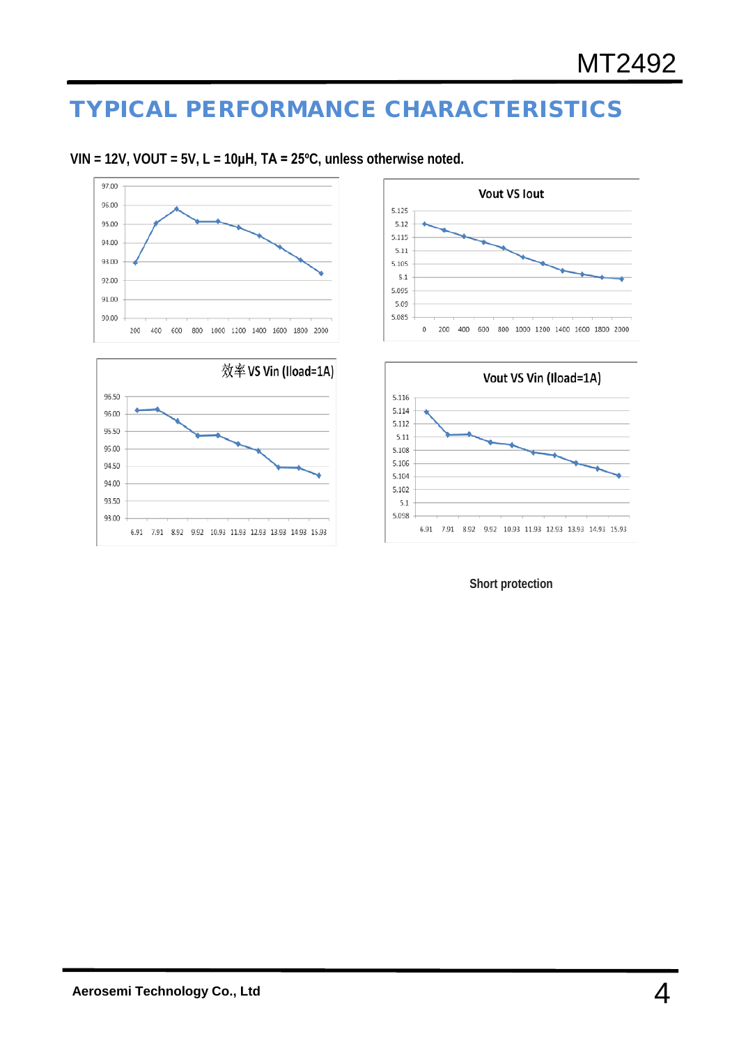# TYPICAL PERFORMANCE CHARACTERISTICS

**VIN = 12V, VOUT = 5V, L = 10μH, TA = 25ºC, unless otherwise noted.**

效率 VS Vin (Iload=1A)

Vout VS Iout

Vout VS Vin (Iload=1A)

**Short protection**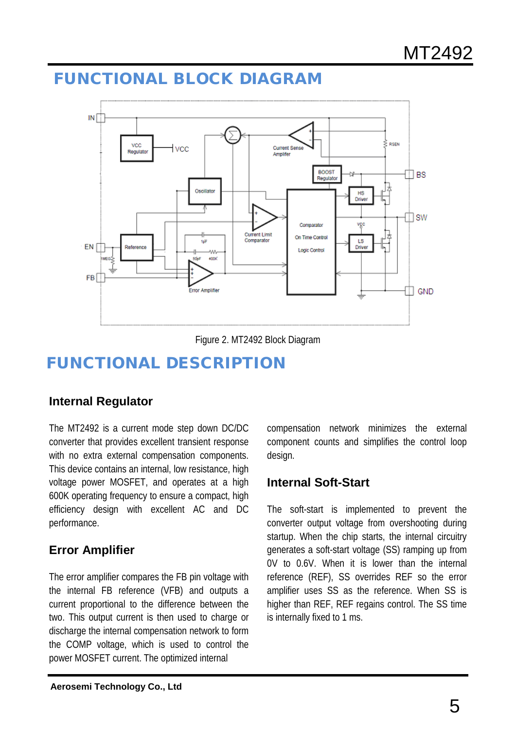## FUNCTIONAL BLOCK DIAGRAM

Figure 2. MT2492 Block Diagram

## FUNCTIONAL DESCRIPTION

### Internal Regulator

The MT2492 is a current mode step down DC/DC converter that provides excellent transient response with no extra external compensation components. This device contains an internal, low resistance, high voltage power MOSFET, and operates at a high 600K operating frequency to ensure a compact, high efficiency design with excellent AC and DC performance.

### Error Amplifier

The error amplifier compares the FB pin voltage with the internal FB reference (VFB) and outputs a current proportional to the difference between the two. This output current is then used to charge or discharge the internal compensation network to form the COMP voltage, which is used to control the power MOSFET current. The optimized internal compensation network minimizes the external component counts and simplifies the control loop design.

### Internal Soft-Start

The soft-start is implemented to prevent the converter output voltage from overshooting during startup. When the chip starts, the internal circuitry generates a soft-start voltage (SS) ramping up from 0V to 0.6V. When it is lower than the internal reference (REF), SS overrides REF so the error amplifier uses SS as the reference. When SS is higher than REF, REF regains control. The SS time is internally fixed to 1 ms.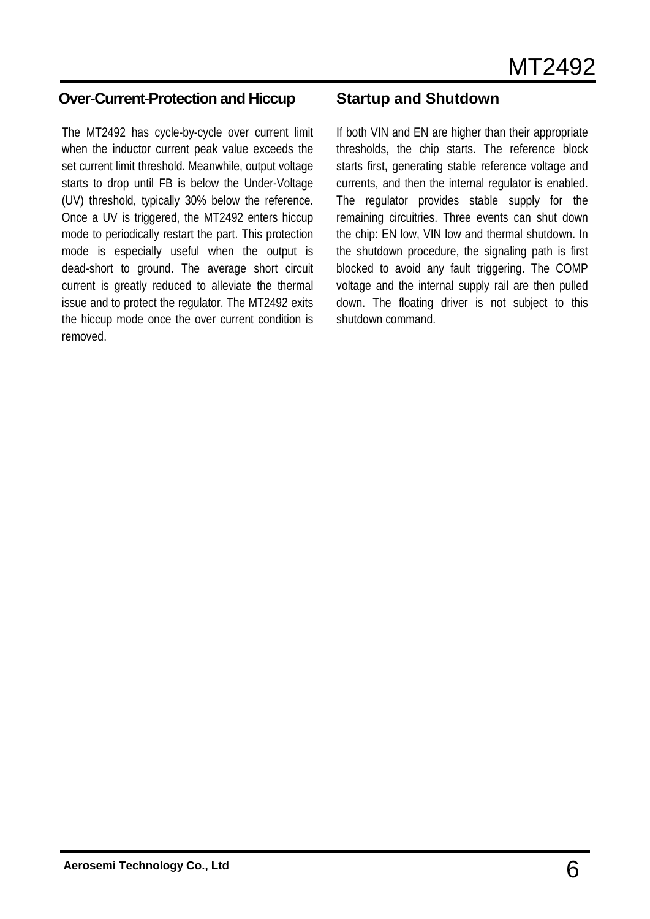## Over-Current-Protection and Hiccup

The MT2492 has cycle-by-cycle over current limit when the inductor current peak value exceeds the set current limit threshold. Meanwhile, output voltage starts to drop until FB is below the Under-Voltage (UV) threshold, typically 30% below the reference. Once a UV is triggered, the MT2492 enters hiccup mode to periodically restart the part. This protection mode is especially useful when the output is dead-short to ground. The average short circuit current is greatly reduced to alleviate the thermal issue and to protect the regulator. The MT2492 exits the hiccup mode once the over current condition is removed.

## Startup and Shutdown

If both VIN and EN are higher than their appropriate thresholds, the chip starts. The reference block starts first, generating stable reference voltage and currents, and then the internal regulator is enabled. The regulator provides stable supply for the remaining circuitries. Three events can shut down the chip: EN low, VIN low and thermal shutdown. In the shutdown procedure, the signaling path is first blocked to avoid any fault triggering. The COMP voltage and the internal supply rail are then pulled down. The floating driver is not subject to this shutdown command.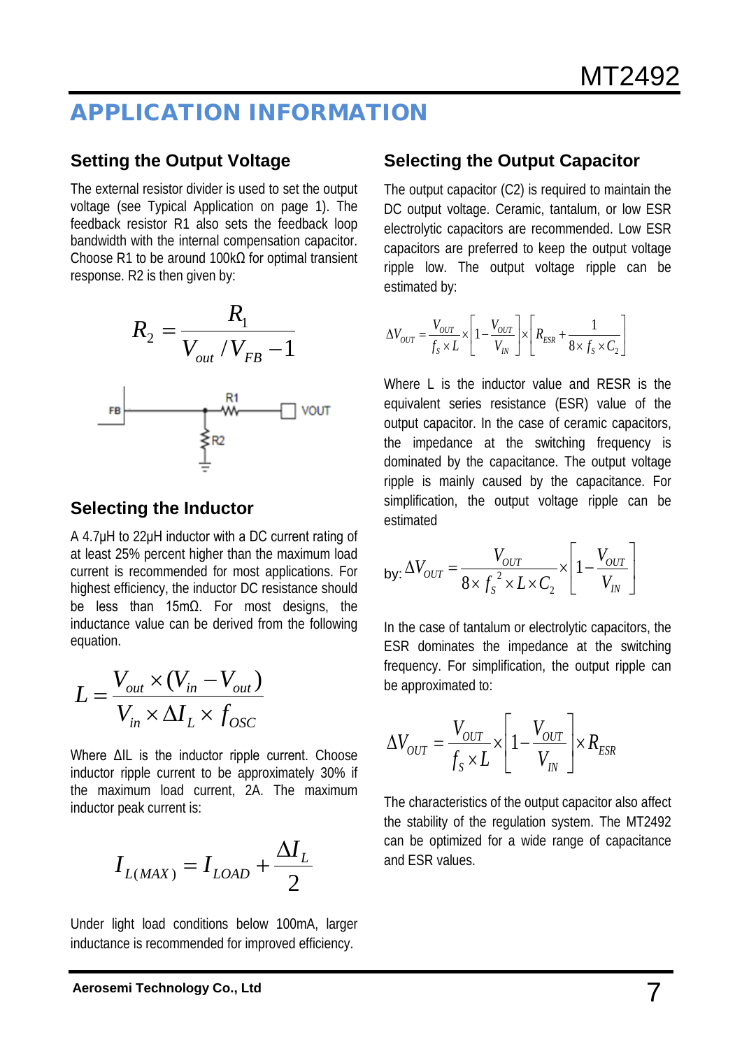## APPLICATION INFORMATION

### Setting the Output Voltage

The external resistor divider is used to set the output voltage (see Typical Application on page 1). The feedback resistor R1 also sets the feedback loop bandwidth with the internal compensation capacitor. Choose R1 to be around 100kΩ for optimal transient response. R2 is then given by:

$$R_2 = \frac{R_1}{V_{out} / V_{FB} - 1}$$

### Selecting the Inductor

A 4.7µH to 22µH inductor with a DC current rating of at least 25% percent higher than the maximum load current is recommended for most applications. For highest efficiency, the inductor DC resistance should be less than 15mΩ. For most designs, the inductance value can be derived from the following equation.

$$L = \frac{V_{out} \times (V_{in} - V_{out})}{V_{in} \times \Delta I_L \times f_{OSC}}$$

Where ΔIL is the inductor ripple current. Choose inductor ripple current to be approximately 30% if the maximum load current, 2A. The maximum inductor peak current is:

$$I_{L(MAX)} = I_{LOAD} + \frac{\Delta I_L}{2}$$

Under light load conditions below 100mA, larger inductance is recommended for improved efficiency.

### Selecting the Output Capacitor

The output capacitor (C2) is required to maintain the DC output voltage. Ceramic, tantalum, or low ESR electrolytic capacitors are recommended. Low ESR capacitors are preferred to keep the output voltage ripple low. The output voltage ripple can be estimated by:

$$\Delta V_{OUT} = \frac{V_{OUT}}{f_S \times L} \times \left[1 - \frac{V_{OUT}}{V_{IN}}\right] \times \left[R_{ESR} + \frac{1}{8 \times f_S \times C_2}\right]$$

Where L is the inductor value and RESR is the equivalent series resistance (ESR) value of the output capacitor. In the case of ceramic capacitors, the impedance at the switching frequency is dominated by the capacitance. The output voltage ripple is mainly caused by the capacitance. For simplification, the output voltage ripple can be estimated

by: $$\Delta V_{OUT} = \frac{V_{OUT}}{8 \times f_S^2 \times L \times C_2} \times \left[1 - \frac{V_{OUT}}{V_{IN}}\right]$$

In the case of tantalum or electrolytic capacitors, the ESR dominates the impedance at the switching frequency. For simplification, the output ripple can be approximated to:

$$\Delta V_{OUT} = \frac{V_{OUT}}{f_S \times L} \times \left[1 - \frac{V_{OUT}}{V_{IN}}\right] \times R_{ESR}$$

The characteristics of the output capacitor also affect the stability of the regulation system. The MT2492 can be optimized for a wide range of capacitance and ESR values.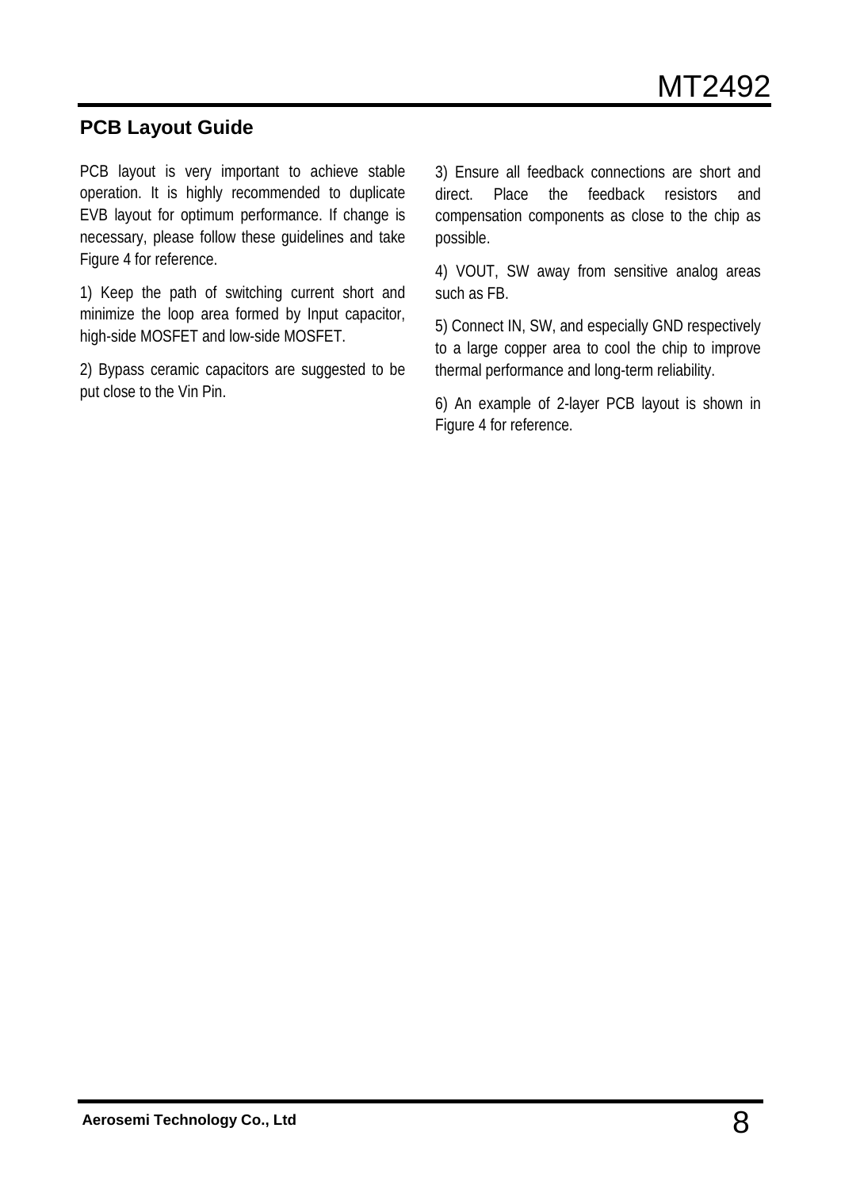## PCB Layout Guide

PCB layout is very important to achieve stable operation. It is highly recommended to duplicate EVB layout for optimum performance. If change is necessary, please follow these guidelines and take Figure 4 for reference.

1) Keep the path of switching current short and minimize the loop area formed by Input capacitor, high-side MOSFET and low-side MOSFET.

2) Bypass ceramic capacitors are suggested to be put close to the Vin Pin.

3) Ensure all feedback connections are short and direct. Place the feedback resistors and compensation components as close to the chip as possible.

4) VOUT, SW away from sensitive analog areas such as FB.

5) Connect IN, SW, and especially GND respectively to a large copper area to cool the chip to improve thermal performance and long-term reliability.

6) An example of 2-layer PCB layout is shown in Figure 4 for reference.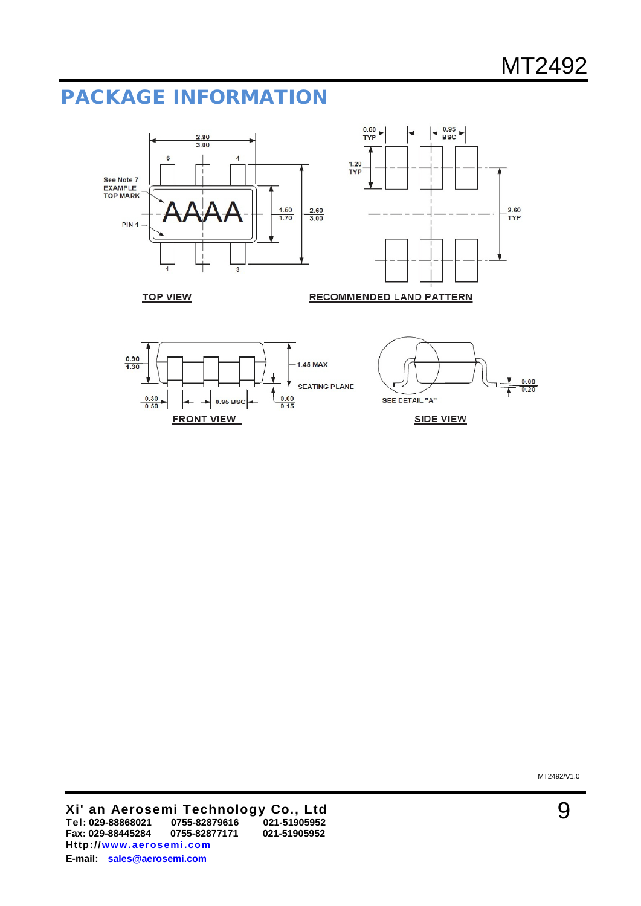## PACKAGE INFORMATION

2.80
3.00

6
4

See Note 7
EXAMPLE
TOP MARK

AAAA

PIN 1

1.50
1.70

2.60
3.00

1
3

TOP VIEW

0.60
TYP

0.95
BSC

1.20
TYP

2.60
TYP

RECOMMENDED LAND PATTERN

0.90
1.30

1.45 MAX

SEATING PLANE

0.30
0.50

0.95 BSC

0.00
0.15

FRONT VIEW

SEE DETAIL "A"

0.09
0.20

SIDE VIEW

MT2492/V1.0

**Xi' an Aerosemi Technology Co., Ltd**
**Tel: 029-88868021  0755-82879616  021-51905952**
**Fax: 029-88445284  0755-82877171  021-51905952**
**Http://www.aerosemi.com**
**E-mail: sales@aerosemi.com**